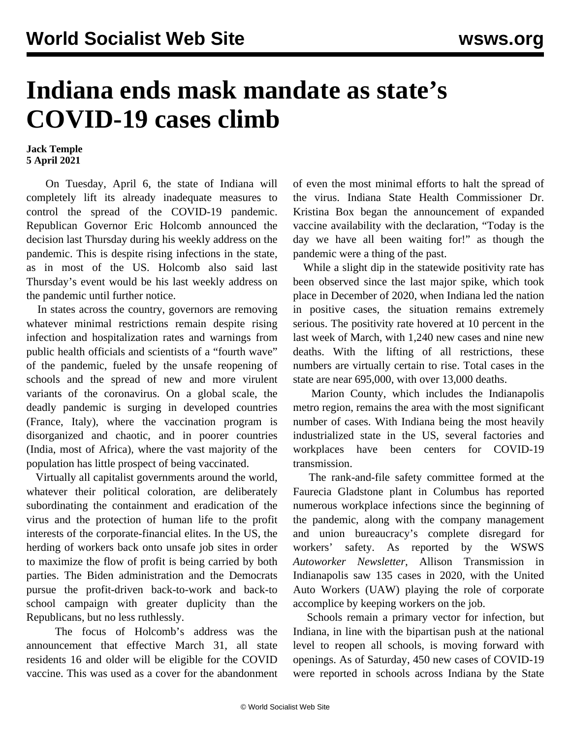# Indiana ends mask mandate as state's COVID-19 cases climb

**Jack Temple**
**5 April 2021**

On Tuesday, April 6, the state of Indiana will completely lift its already inadequate measures to control the spread of the COVID-19 pandemic. Republican Governor Eric Holcomb announced the decision last Thursday during his weekly address on the pandemic. This is despite rising infections in the state, as in most of the US. Holcomb also said last Thursday's event would be his last weekly address on the pandemic until further notice.

In states across the country, governors are removing whatever minimal restrictions remain despite rising infection and hospitalization rates and warnings from public health officials and scientists of a "fourth wave" of the pandemic, fueled by the unsafe reopening of schools and the spread of new and more virulent variants of the coronavirus. On a global scale, the deadly pandemic is surging in developed countries (France, Italy), where the vaccination program is disorganized and chaotic, and in poorer countries (India, most of Africa), where the vast majority of the population has little prospect of being vaccinated.

Virtually all capitalist governments around the world, whatever their political coloration, are deliberately subordinating the containment and eradication of the virus and the protection of human life to the profit interests of the corporate-financial elites. In the US, the herding of workers back onto unsafe job sites in order to maximize the flow of profit is being carried by both parties. The Biden administration and the Democrats pursue the profit-driven back-to-work and back-to school campaign with greater duplicity than the Republicans, but no less ruthlessly.

The focus of Holcomb's address was the announcement that effective March 31, all state residents 16 and older will be eligible for the COVID vaccine. This was used as a cover for the abandonment of even the most minimal efforts to halt the spread of the virus. Indiana State Health Commissioner Dr. Kristina Box began the announcement of expanded vaccine availability with the declaration, "Today is the day we have all been waiting for!" as though the pandemic were a thing of the past.

While a slight dip in the statewide positivity rate has been observed since the last major spike, which took place in December of 2020, when Indiana led the nation in positive cases, the situation remains extremely serious. The positivity rate hovered at 10 percent in the last week of March, with 1,240 new cases and nine new deaths. With the lifting of all restrictions, these numbers are virtually certain to rise. Total cases in the state are near 695,000, with over 13,000 deaths.

Marion County, which includes the Indianapolis metro region, remains the area with the most significant number of cases. With Indiana being the most heavily industrialized state in the US, several factories and workplaces have been centers for COVID-19 transmission.

The rank-and-file safety committee formed at the Faurecia Gladstone plant in Columbus has reported numerous workplace infections since the beginning of the pandemic, along with the company management and union bureaucracy's complete disregard for workers' safety. As reported by the WSWS *Autoworker Newsletter*, Allison Transmission in Indianapolis saw 135 cases in 2020, with the United Auto Workers (UAW) playing the role of corporate accomplice by keeping workers on the job.

Schools remain a primary vector for infection, but Indiana, in line with the bipartisan push at the national level to reopen all schools, is moving forward with openings. As of Saturday, 450 new cases of COVID-19 were reported in schools across Indiana by the State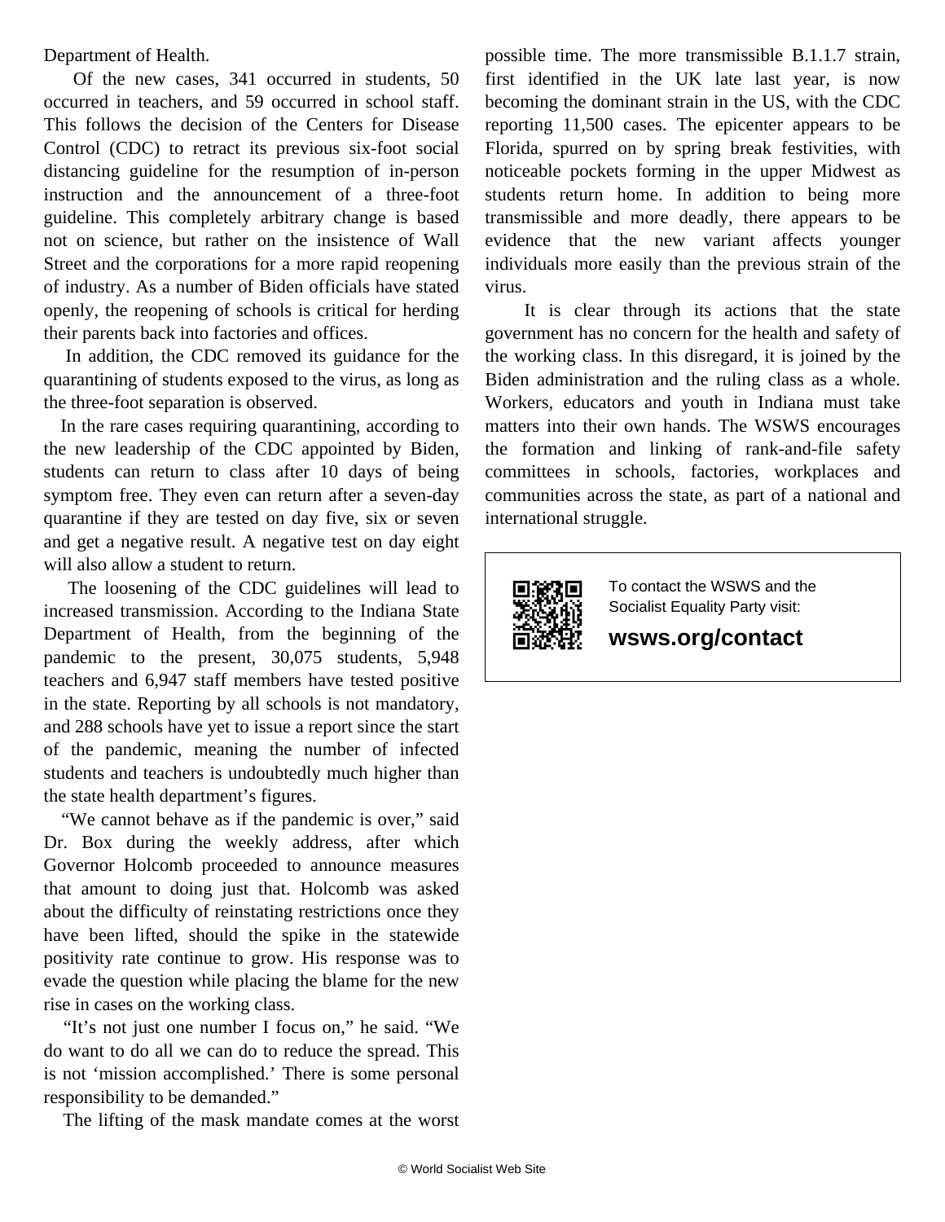Department of Health.

Of the new cases, 341 occurred in students, 50 occurred in teachers, and 59 occurred in school staff. This follows the decision of the Centers for Disease Control (CDC) to retract its previous six-foot social distancing guideline for the resumption of in-person instruction and the announcement of a three-foot guideline. This completely arbitrary change is based not on science, but rather on the insistence of Wall Street and the corporations for a more rapid reopening of industry. As a number of Biden officials have stated openly, the reopening of schools is critical for herding their parents back into factories and offices.

In addition, the CDC removed its guidance for the quarantining of students exposed to the virus, as long as the three-foot separation is observed.

In the rare cases requiring quarantining, according to the new leadership of the CDC appointed by Biden, students can return to class after 10 days of being symptom free. They even can return after a seven-day quarantine if they are tested on day five, six or seven and get a negative result. A negative test on day eight will also allow a student to return.

The loosening of the CDC guidelines will lead to increased transmission. According to the Indiana State Department of Health, from the beginning of the pandemic to the present, 30,075 students, 5,948 teachers and 6,947 staff members have tested positive in the state. Reporting by all schools is not mandatory, and 288 schools have yet to issue a report since the start of the pandemic, meaning the number of infected students and teachers is undoubtedly much higher than the state health department's figures.

"We cannot behave as if the pandemic is over," said Dr. Box during the weekly address, after which Governor Holcomb proceeded to announce measures that amount to doing just that. Holcomb was asked about the difficulty of reinstating restrictions once they have been lifted, should the spike in the statewide positivity rate continue to grow. His response was to evade the question while placing the blame for the new rise in cases on the working class.

"It's not just one number I focus on," he said. "We do want to do all we can do to reduce the spread. This is not 'mission accomplished.' There is some personal responsibility to be demanded."

The lifting of the mask mandate comes at the worst possible time. The more transmissible B.1.1.7 strain, first identified in the UK late last year, is now becoming the dominant strain in the US, with the CDC reporting 11,500 cases. The epicenter appears to be Florida, spurred on by spring break festivities, with noticeable pockets forming in the upper Midwest as students return home. In addition to being more transmissible and more deadly, there appears to be evidence that the new variant affects younger individuals more easily than the previous strain of the virus.

It is clear through its actions that the state government has no concern for the health and safety of the working class. In this disregard, it is joined by the Biden administration and the ruling class as a whole. Workers, educators and youth in Indiana must take matters into their own hands. The WSWS encourages the formation and linking of rank-and-file safety committees in schools, factories, workplaces and communities across the state, as part of a national and international struggle.

To contact the WSWS and the Socialist Equality Party visit:

**wsws.org/contact**